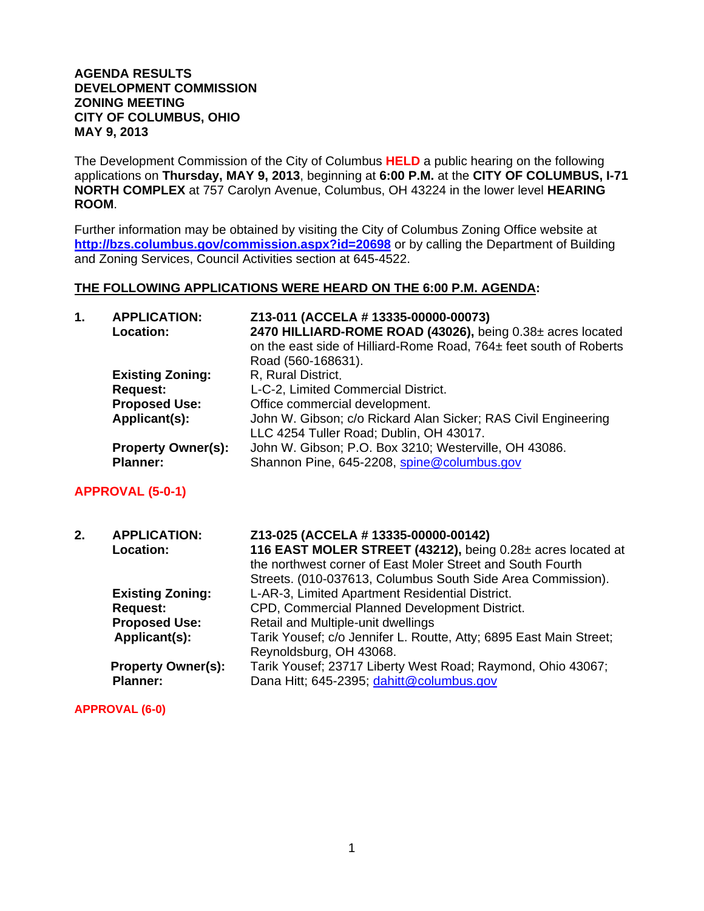**AGENDA RESULTS**
**DEVELOPMENT COMMISSION**
**ZONING MEETING**
**CITY OF COLUMBUS, OHIO**
**MAY 9, 2013**

The Development Commission of the City of Columbus **HELD** a public hearing on the following applications on **Thursday, MAY 9, 2013**, beginning at **6:00 P.M.** at the **CITY OF COLUMBUS, I-71 NORTH COMPLEX** at 757 Carolyn Avenue, Columbus, OH 43224 in the lower level **HEARING ROOM**.

Further information may be obtained by visiting the City of Columbus Zoning Office website at **http://bzs.columbus.gov/commission.aspx?id=20698** or by calling the Department of Building and Zoning Services, Council Activities section at 645-4522.

**THE FOLLOWING APPLICATIONS WERE HEARD ON THE 6:00 P.M. AGENDA:**

**1. APPLICATION:** **Z13-011 (ACCELA # 13335-00000-00073)**
**Location:** **2470 HILLIARD-ROME ROAD (43026),** being 0.38± acres located on the east side of Hilliard-Rome Road, 764± feet south of Roberts Road (560-168631).
**Existing Zoning:** R, Rural District.
**Request:** L-C-2, Limited Commercial District.
**Proposed Use:** Office commercial development.
**Applicant(s):** John W. Gibson; c/o Rickard Alan Sicker; RAS Civil Engineering LLC 4254 Tuller Road; Dublin, OH 43017.
**Property Owner(s):** John W. Gibson; P.O. Box 3210; Westerville, OH 43086.
**Planner:** Shannon Pine, 645-2208, spine@columbus.gov

**APPROVAL (5-0-1)**

**2. APPLICATION:** **Z13-025 (ACCELA # 13335-00000-00142)**
**Location:** **116 EAST MOLER STREET (43212),** being 0.28± acres located at the northwest corner of East Moler Street and South Fourth Streets. (010-037613, Columbus South Side Area Commission).
**Existing Zoning:** L-AR-3, Limited Apartment Residential District.
**Request:** CPD, Commercial Planned Development District.
**Proposed Use:** Retail and Multiple-unit dwellings
**Applicant(s):** Tarik Yousef; c/o Jennifer L. Routte, Atty; 6895 East Main Street; Reynoldsburg, OH 43068.
**Property Owner(s):** Tarik Yousef; 23717 Liberty West Road; Raymond, Ohio 43067;
**Planner:** Dana Hitt; 645-2395; dahitt@columbus.gov

**APPROVAL (6-0)**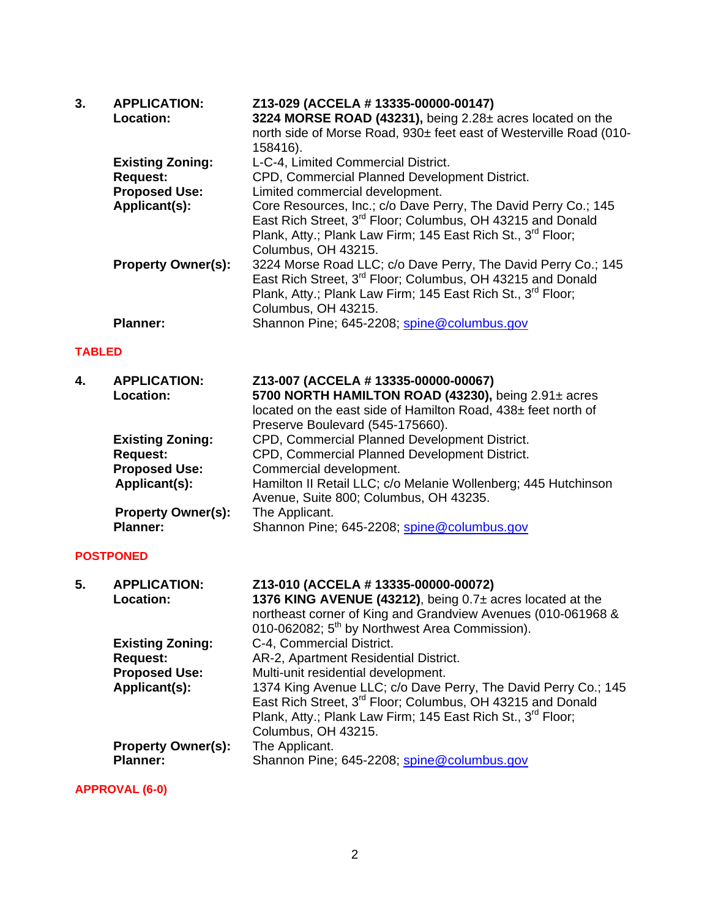**3.** **APPLICATION:** **Z13-029 (ACCELA # 13335-00000-00147)**

**Location:** **3224 MORSE ROAD (43231),** being 2.28± acres located on the north side of Morse Road, 930± feet east of Westerville Road (010-158416).

**Existing Zoning:** L-C-4, Limited Commercial District.

**Request:** CPD, Commercial Planned Development District.

**Proposed Use:** Limited commercial development.

**Applicant(s):** Core Resources, Inc.; c/o Dave Perry, The David Perry Co.; 145 East Rich Street, 3rd Floor; Columbus, OH 43215 and Donald Plank, Atty.; Plank Law Firm; 145 East Rich St., 3rd Floor; Columbus, OH 43215.

**Property Owner(s):** 3224 Morse Road LLC; c/o Dave Perry, The David Perry Co.; 145 East Rich Street, 3rd Floor; Columbus, OH 43215 and Donald Plank, Atty.; Plank Law Firm; 145 East Rich St., 3rd Floor; Columbus, OH 43215.

**Planner:** Shannon Pine; 645-2208; spine@columbus.gov

**TABLED**

**4.** **APPLICATION:** **Z13-007 (ACCELA # 13335-00000-00067)**

**Location:** **5700 NORTH HAMILTON ROAD (43230),** being 2.91± acres located on the east side of Hamilton Road, 438± feet north of Preserve Boulevard (545-175660).

**Existing Zoning:** CPD, Commercial Planned Development District.

**Request:** CPD, Commercial Planned Development District.

**Proposed Use:** Commercial development.

**Applicant(s):** Hamilton II Retail LLC; c/o Melanie Wollenberg; 445 Hutchinson Avenue, Suite 800; Columbus, OH 43235.

**Property Owner(s):** The Applicant.

**Planner:** Shannon Pine; 645-2208; spine@columbus.gov

**POSTPONED**

**5.** **APPLICATION:** **Z13-010 (ACCELA # 13335-00000-00072)**

**Location:** **1376 KING AVENUE (43212)**, being 0.7± acres located at the northeast corner of King and Grandview Avenues (010-061968 & 010-062082; 5th by Northwest Area Commission).

**Existing Zoning:** C-4, Commercial District.

**Request:** AR-2, Apartment Residential District.

**Proposed Use:** Multi-unit residential development.

**Applicant(s):** 1374 King Avenue LLC; c/o Dave Perry, The David Perry Co.; 145 East Rich Street, 3rd Floor; Columbus, OH 43215 and Donald Plank, Atty.; Plank Law Firm; 145 East Rich St., 3rd Floor; Columbus, OH 43215.

**Property Owner(s):** The Applicant.

**Planner:** Shannon Pine; 645-2208; spine@columbus.gov

**APPROVAL (6-0)**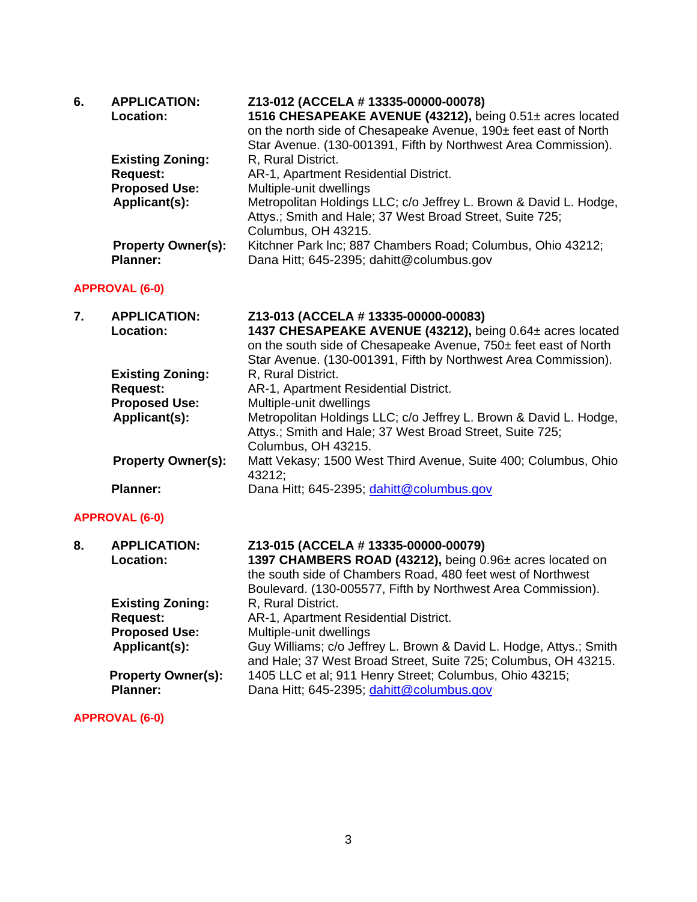**6. APPLICATION:** **Z13-012 (ACCELA # 13335-00000-00078)**

**Location:** **1516 CHESAPEAKE AVENUE (43212),** being 0.51± acres located on the north side of Chesapeake Avenue, 190± feet east of North Star Avenue. (130-001391, Fifth by Northwest Area Commission).

**Existing Zoning:** R, Rural District.

**Request:** AR-1, Apartment Residential District.

**Proposed Use:** Multiple-unit dwellings

**Applicant(s):** Metropolitan Holdings LLC; c/o Jeffrey L. Brown & David L. Hodge, Attys.; Smith and Hale; 37 West Broad Street, Suite 725; Columbus, OH 43215.

**Property Owner(s):** Kitchner Park Inc; 887 Chambers Road; Columbus, Ohio 43212;

**Planner:** Dana Hitt; 645-2395; dahitt@columbus.gov

**APPROVAL (6-0)**

**7. APPLICATION:** **Z13-013 (ACCELA # 13335-00000-00083)**

**Location:** **1437 CHESAPEAKE AVENUE (43212),** being 0.64± acres located on the south side of Chesapeake Avenue, 750± feet east of North Star Avenue. (130-001391, Fifth by Northwest Area Commission).

**Existing Zoning:** R, Rural District.

**Request:** AR-1, Apartment Residential District.

**Proposed Use:** Multiple-unit dwellings

**Applicant(s):** Metropolitan Holdings LLC; c/o Jeffrey L. Brown & David L. Hodge, Attys.; Smith and Hale; 37 West Broad Street, Suite 725; Columbus, OH 43215.

**Property Owner(s):** Matt Vekasy; 1500 West Third Avenue, Suite 400; Columbus, Ohio 43212;

**Planner:** Dana Hitt; 645-2395; dahitt@columbus.gov

**APPROVAL (6-0)**

**8. APPLICATION:** **Z13-015 (ACCELA # 13335-00000-00079)**

**Location:** **1397 CHAMBERS ROAD (43212),** being 0.96± acres located on the south side of Chambers Road, 480 feet west of Northwest Boulevard. (130-005577, Fifth by Northwest Area Commission).

**Existing Zoning:** R, Rural District.

**Request:** AR-1, Apartment Residential District.

**Proposed Use:** Multiple-unit dwellings

**Applicant(s):** Guy Williams; c/o Jeffrey L. Brown & David L. Hodge, Attys.; Smith and Hale; 37 West Broad Street, Suite 725; Columbus, OH 43215.

**Property Owner(s):** 1405 LLC et al; 911 Henry Street; Columbus, Ohio 43215;

**Planner:** Dana Hitt; 645-2395; dahitt@columbus.gov

**APPROVAL (6-0)**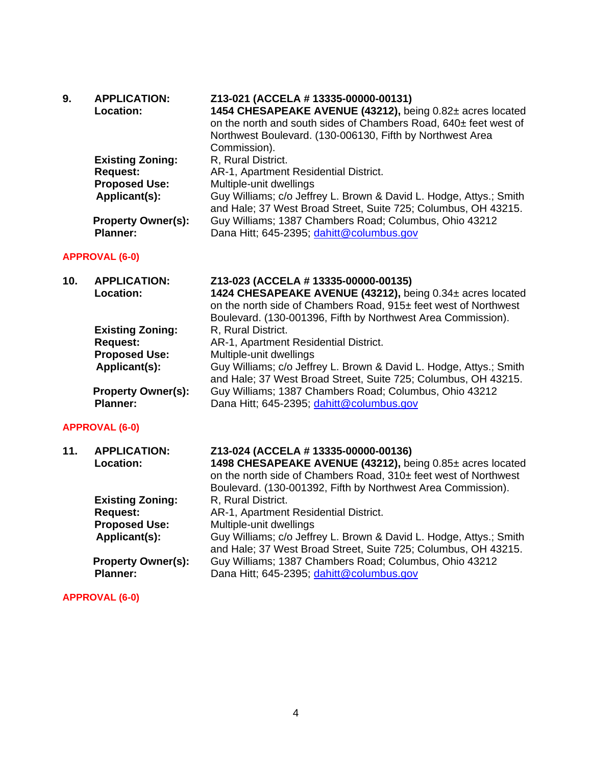**9. APPLICATION:** **Z13-021 (ACCELA # 13335-00000-00131)**

**Location:** **1454 CHESAPEAKE AVENUE (43212),** being 0.82± acres located on the north and south sides of Chambers Road, 640± feet west of Northwest Boulevard. (130-006130, Fifth by Northwest Area Commission).

**Existing Zoning:** R, Rural District.

**Request:** AR-1, Apartment Residential District.

**Proposed Use:** Multiple-unit dwellings

**Applicant(s):** Guy Williams; c/o Jeffrey L. Brown & David L. Hodge, Attys.; Smith and Hale; 37 West Broad Street, Suite 725; Columbus, OH 43215.

**Property Owner(s):** Guy Williams; 1387 Chambers Road; Columbus, Ohio 43212

**Planner:** Dana Hitt; 645-2395; dahitt@columbus.gov

**APPROVAL (6-0)**

**10. APPLICATION:** **Z13-023 (ACCELA # 13335-00000-00135)**

**Location:** **1424 CHESAPEAKE AVENUE (43212),** being 0.34± acres located on the north side of Chambers Road, 915± feet west of Northwest Boulevard. (130-001396, Fifth by Northwest Area Commission).

**Existing Zoning:** R, Rural District.

**Request:** AR-1, Apartment Residential District.

**Proposed Use:** Multiple-unit dwellings

**Applicant(s):** Guy Williams; c/o Jeffrey L. Brown & David L. Hodge, Attys.; Smith and Hale; 37 West Broad Street, Suite 725; Columbus, OH 43215.

**Property Owner(s):** Guy Williams; 1387 Chambers Road; Columbus, Ohio 43212

**Planner:** Dana Hitt; 645-2395; dahitt@columbus.gov

**APPROVAL (6-0)**

**11. APPLICATION:** **Z13-024 (ACCELA # 13335-00000-00136)**

**Location:** **1498 CHESAPEAKE AVENUE (43212),** being 0.85± acres located on the north side of Chambers Road, 310± feet west of Northwest Boulevard. (130-001392, Fifth by Northwest Area Commission).

**Existing Zoning:** R, Rural District.

**Request:** AR-1, Apartment Residential District.

**Proposed Use:** Multiple-unit dwellings

**Applicant(s):** Guy Williams; c/o Jeffrey L. Brown & David L. Hodge, Attys.; Smith and Hale; 37 West Broad Street, Suite 725; Columbus, OH 43215.

**Property Owner(s):** Guy Williams; 1387 Chambers Road; Columbus, Ohio 43212

**Planner:** Dana Hitt; 645-2395; dahitt@columbus.gov

**APPROVAL (6-0)**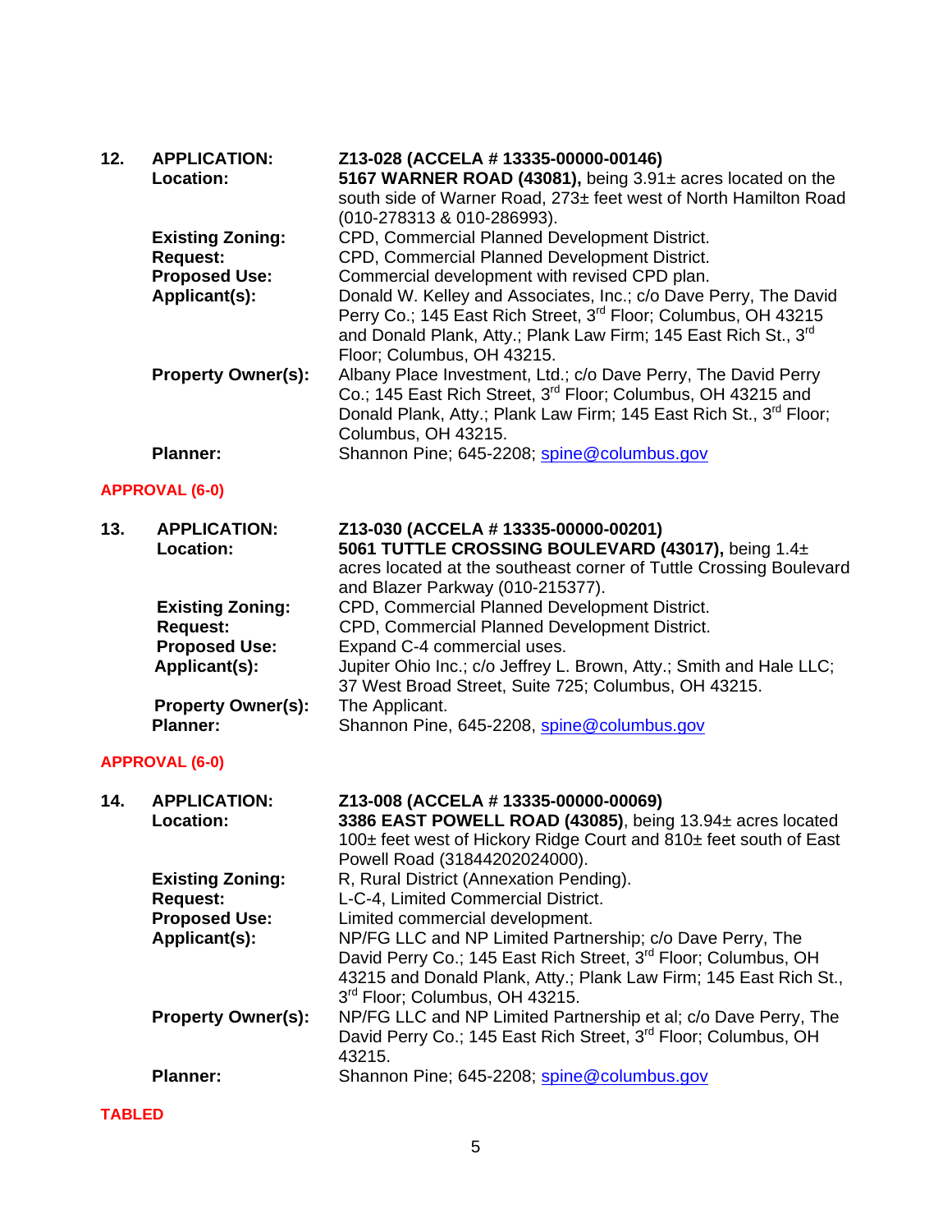**12. APPLICATION:** **Z13-028 (ACCELA # 13335-00000-00146)**

**Location:** **5167 WARNER ROAD (43081),** being 3.91± acres located on the south side of Warner Road, 273± feet west of North Hamilton Road (010-278313 & 010-286993).

**Existing Zoning:** CPD, Commercial Planned Development District.

**Request:** CPD, Commercial Planned Development District.

**Proposed Use:** Commercial development with revised CPD plan.

**Applicant(s):** Donald W. Kelley and Associates, Inc.; c/o Dave Perry, The David Perry Co.; 145 East Rich Street, 3rd Floor; Columbus, OH 43215 and Donald Plank, Atty.; Plank Law Firm; 145 East Rich St., 3rd Floor; Columbus, OH 43215.

**Property Owner(s):** Albany Place Investment, Ltd.; c/o Dave Perry, The David Perry Co.; 145 East Rich Street, 3rd Floor; Columbus, OH 43215 and Donald Plank, Atty.; Plank Law Firm; 145 East Rich St., 3rd Floor; Columbus, OH 43215.

**Planner:** Shannon Pine; 645-2208; spine@columbus.gov

**APPROVAL (6-0)**

**13. APPLICATION:** **Z13-030 (ACCELA # 13335-00000-00201)**

**Location:** **5061 TUTTLE CROSSING BOULEVARD (43017),** being 1.4± acres located at the southeast corner of Tuttle Crossing Boulevard and Blazer Parkway (010-215377).

**Existing Zoning:** CPD, Commercial Planned Development District.

**Request:** CPD, Commercial Planned Development District.

**Proposed Use:** Expand C-4 commercial uses.

**Applicant(s):** Jupiter Ohio Inc.; c/o Jeffrey L. Brown, Atty.; Smith and Hale LLC; 37 West Broad Street, Suite 725; Columbus, OH 43215.

**Property Owner(s):** The Applicant.

**Planner:** Shannon Pine, 645-2208, spine@columbus.gov

**APPROVAL (6-0)**

**14. APPLICATION:** **Z13-008 (ACCELA # 13335-00000-00069)**

**Location:** **3386 EAST POWELL ROAD (43085)**, being 13.94± acres located 100± feet west of Hickory Ridge Court and 810± feet south of East Powell Road (31844202024000).

**Existing Zoning:** R, Rural District (Annexation Pending).

**Request:** L-C-4, Limited Commercial District.

**Proposed Use:** Limited commercial development.

**Applicant(s):** NP/FG LLC and NP Limited Partnership; c/o Dave Perry, The David Perry Co.; 145 East Rich Street, 3rd Floor; Columbus, OH 43215 and Donald Plank, Atty.; Plank Law Firm; 145 East Rich St., 3rd Floor; Columbus, OH 43215.

**Property Owner(s):** NP/FG LLC and NP Limited Partnership et al; c/o Dave Perry, The David Perry Co.; 145 East Rich Street, 3rd Floor; Columbus, OH 43215.

**Planner:** Shannon Pine; 645-2208; spine@columbus.gov

**TABLED**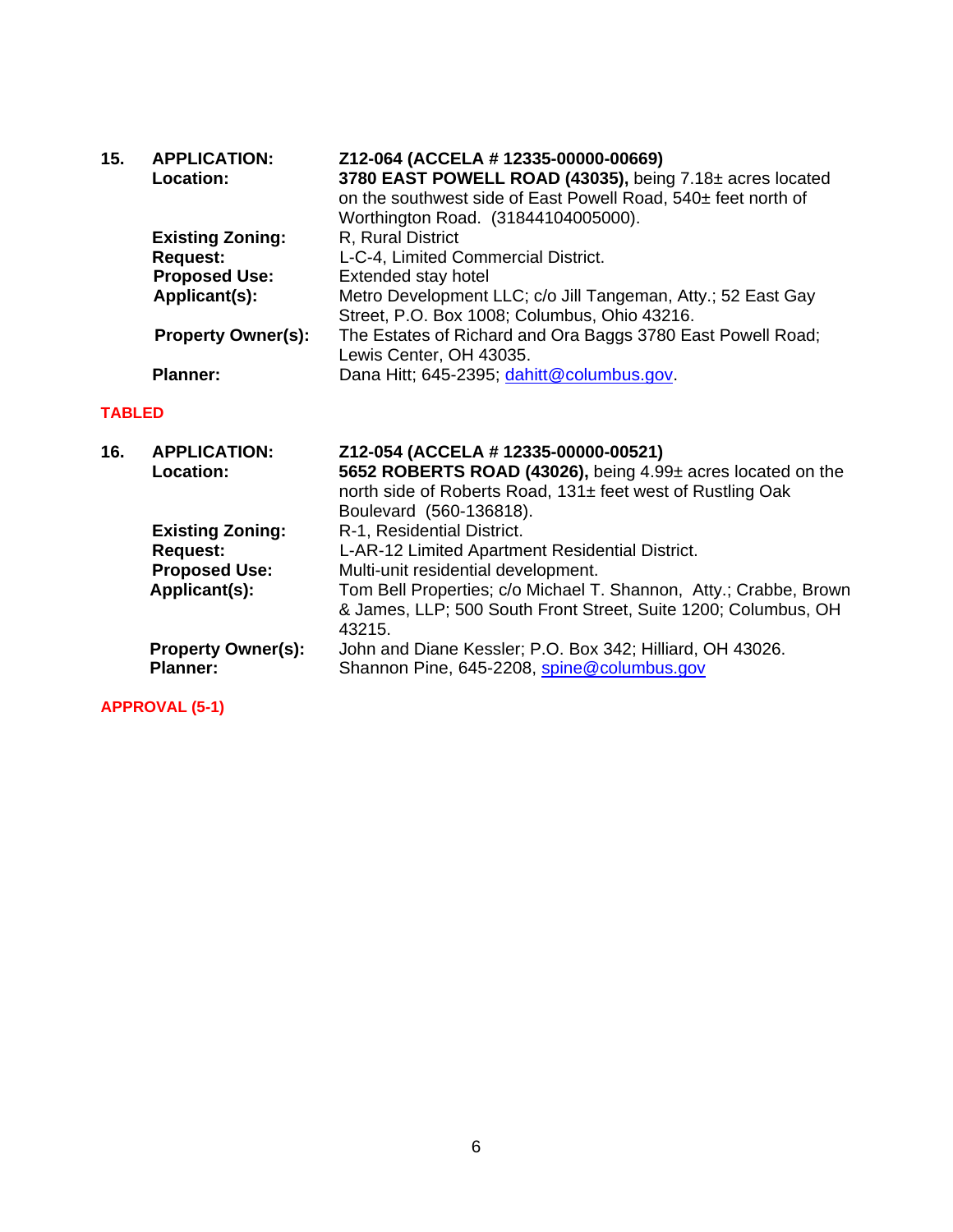**15. APPLICATION:** **Z12-064 (ACCELA # 12335-00000-00669)**

**Location:** **3780 EAST POWELL ROAD (43035),** being 7.18± acres located on the southwest side of East Powell Road, 540± feet north of Worthington Road. (31844104005000).

**Existing Zoning:** R, Rural District

**Request:** L-C-4, Limited Commercial District.

**Proposed Use:** Extended stay hotel

**Applicant(s):** Metro Development LLC; c/o Jill Tangeman, Atty.; 52 East Gay Street, P.O. Box 1008; Columbus, Ohio 43216.

**Property Owner(s):** The Estates of Richard and Ora Baggs 3780 East Powell Road; Lewis Center, OH 43035.

**Planner:** Dana Hitt; 645-2395; dahitt@columbus.gov.

**TABLED**

**16. APPLICATION:** **Z12-054 (ACCELA # 12335-00000-00521)**

**Location:** **5652 ROBERTS ROAD (43026),** being 4.99± acres located on the north side of Roberts Road, 131± feet west of Rustling Oak Boulevard (560-136818).

**Existing Zoning:** R-1, Residential District.

**Request:** L-AR-12 Limited Apartment Residential District.

**Proposed Use:** Multi-unit residential development.

**Applicant(s):** Tom Bell Properties; c/o Michael T. Shannon, Atty.; Crabbe, Brown & James, LLP; 500 South Front Street, Suite 1200; Columbus, OH 43215.

**Property Owner(s):** John and Diane Kessler; P.O. Box 342; Hilliard, OH 43026.

**Planner:** Shannon Pine, 645-2208, spine@columbus.gov

**APPROVAL (5-1)**